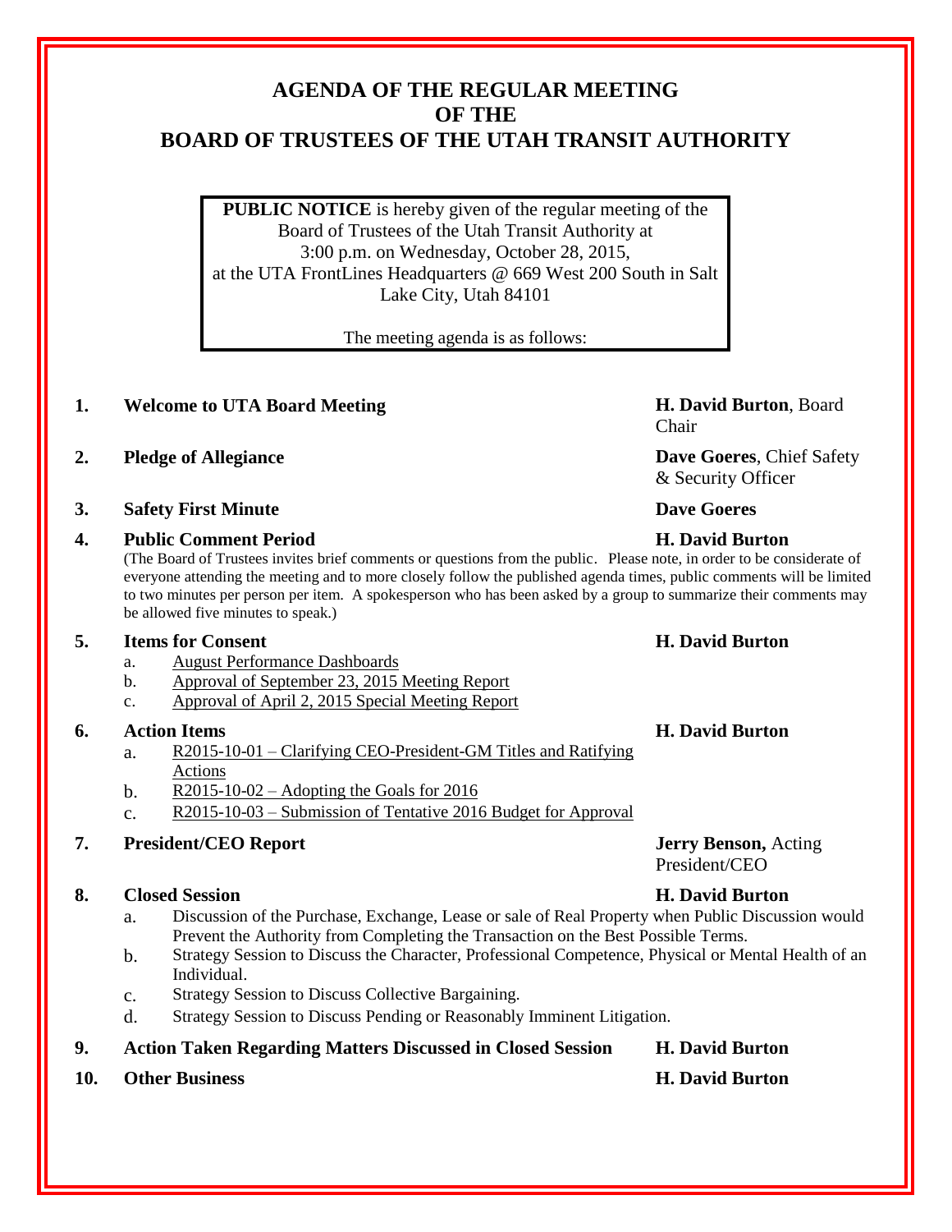# AGENDA OF THE REGULAR MEETING OF THE BOARD OF TRUSTEES OF THE UTAH TRANSIT AUTHORITY

**PUBLIC NOTICE** is hereby given of the regular meeting of the Board of Trustees of the Utah Transit Authority at 3:00 p.m. on Wednesday, October 28, 2015, at the UTA FrontLines Headquarters @ 669 West 200 South in Salt Lake City, Utah 84101

The meeting agenda is as follows:

1. **Welcome to UTA Board Meeting** — **H. David Burton**, Board Chair
2. **Pledge of Allegiance** — **Dave Goeres**, Chief Safety & Security Officer
3. **Safety First Minute** — **Dave Goeres**
4. **Public Comment Period** — **H. David Burton**

   (The Board of Trustees invites brief comments or questions from the public. Please note, in order to be considerate of everyone attending the meeting and to more closely follow the published agenda times, public comments will be limited to two minutes per person per item. A spokesperson who has been asked by a group to summarize their comments may be allowed five minutes to speak.)
5. **Items for Consent** — **H. David Burton**
   a. August Performance Dashboards
   b. Approval of September 23, 2015 Meeting Report
   c. Approval of April 2, 2015 Special Meeting Report
6. **Action Items** — **H. David Burton**
   a. R2015-10-01 – Clarifying CEO-President-GM Titles and Ratifying Actions
   b. R2015-10-02 – Adopting the Goals for 2016
   c. R2015-10-03 – Submission of Tentative 2016 Budget for Approval
7. **President/CEO Report** — **Jerry Benson,** Acting President/CEO
8. **Closed Session** — **H. David Burton**
   a. Discussion of the Purchase, Exchange, Lease or sale of Real Property when Public Discussion would Prevent the Authority from Completing the Transaction on the Best Possible Terms.
   b. Strategy Session to Discuss the Character, Professional Competence, Physical or Mental Health of an Individual.
   c. Strategy Session to Discuss Collective Bargaining.
   d. Strategy Session to Discuss Pending or Reasonably Imminent Litigation.
9. **Action Taken Regarding Matters Discussed in Closed Session** — **H. David Burton**
10. **Other Business** — **H. David Burton**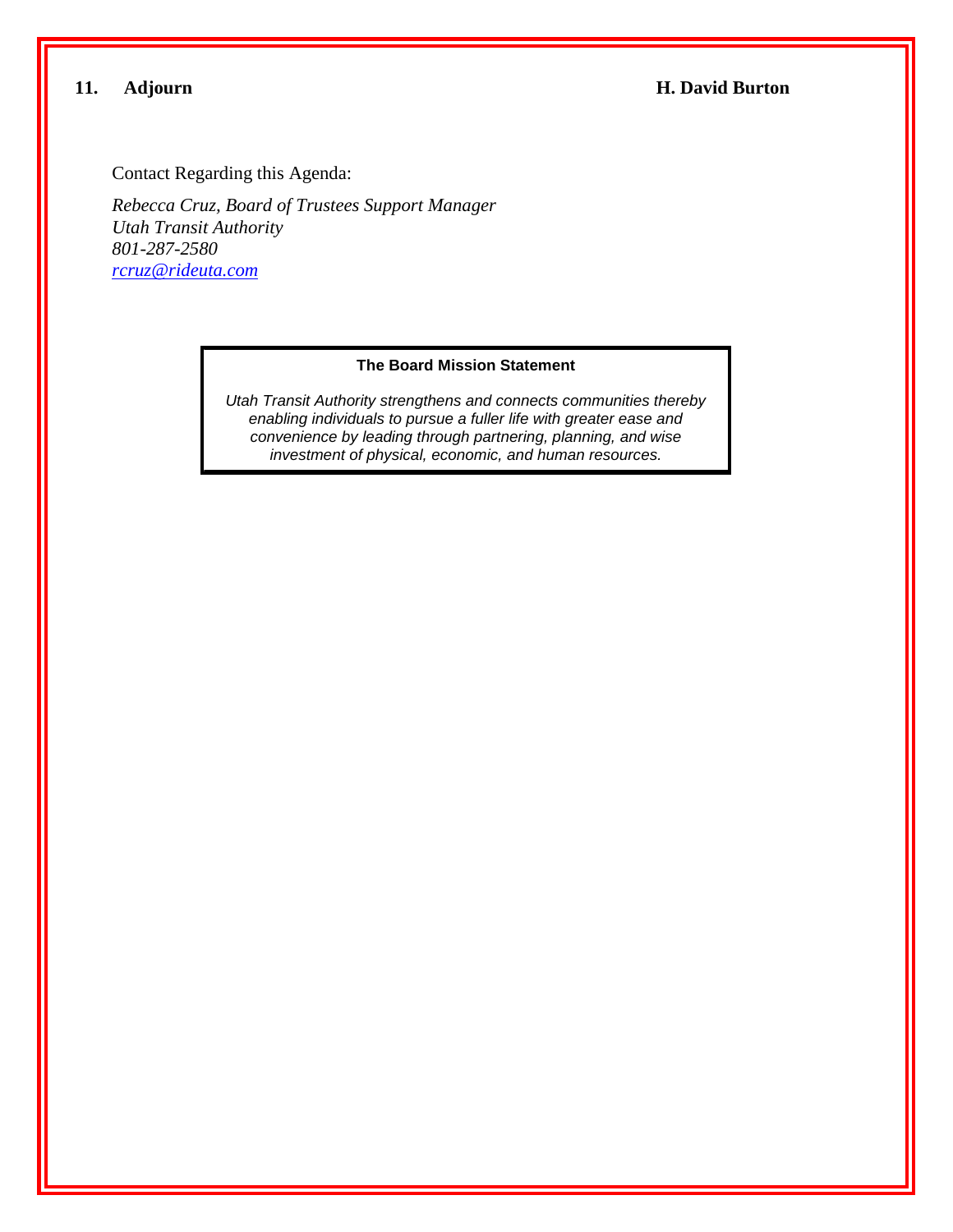**11. Adjourn** **H. David Burton**

Contact Regarding this Agenda:

*Rebecca Cruz, Board of Trustees Support Manager*
*Utah Transit Authority*
*801-287-2580*
*rcruz@rideuta.com*

**The Board Mission Statement**

*Utah Transit Authority strengthens and connects communities thereby enabling individuals to pursue a fuller life with greater ease and convenience by leading through partnering, planning, and wise investment of physical, economic, and human resources.*